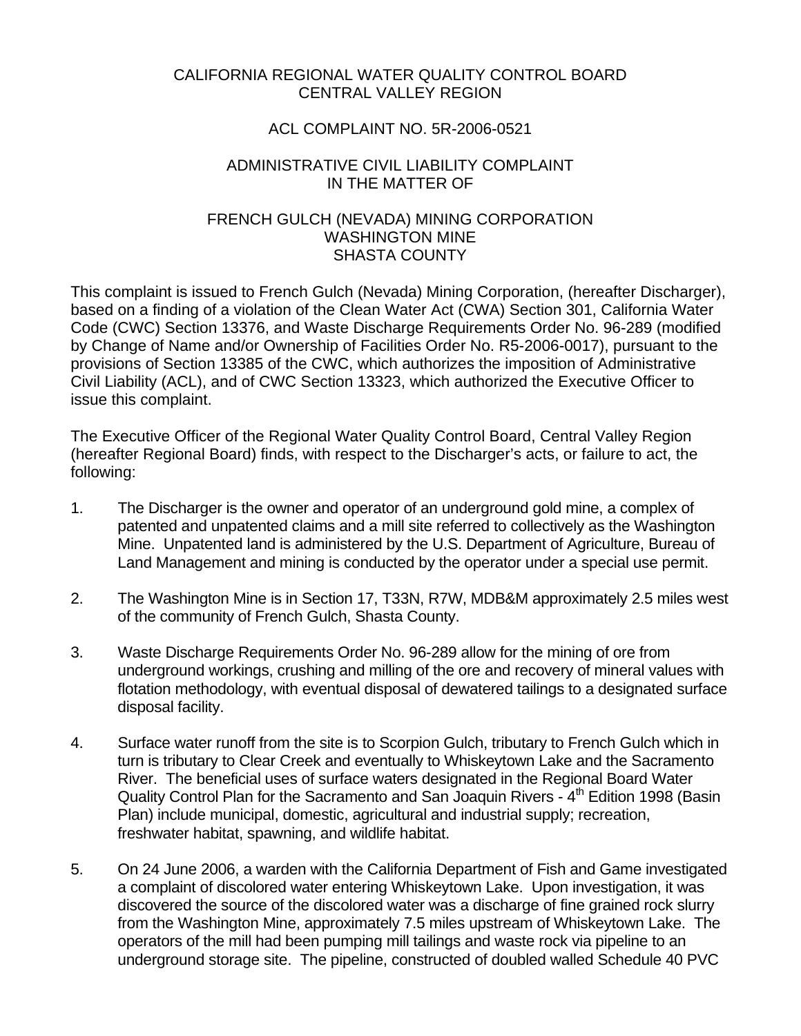# CALIFORNIA REGIONAL WATER QUALITY CONTROL BOARD
# CENTRAL VALLEY REGION

## ACL COMPLAINT NO. 5R-2006-0521

## ADMINISTRATIVE CIVIL LIABILITY COMPLAINT
## IN THE MATTER OF

## FRENCH GULCH (NEVADA) MINING CORPORATION
## WASHINGTON MINE
## SHASTA COUNTY

This complaint is issued to French Gulch (Nevada) Mining Corporation, (hereafter Discharger), based on a finding of a violation of the Clean Water Act (CWA) Section 301, California Water Code (CWC) Section 13376, and Waste Discharge Requirements Order No. 96-289 (modified by Change of Name and/or Ownership of Facilities Order No. R5-2006-0017), pursuant to the provisions of Section 13385 of the CWC, which authorizes the imposition of Administrative Civil Liability (ACL), and of CWC Section 13323, which authorized the Executive Officer to issue this complaint.

The Executive Officer of the Regional Water Quality Control Board, Central Valley Region (hereafter Regional Board) finds, with respect to the Discharger's acts, or failure to act, the following:

1. The Discharger is the owner and operator of an underground gold mine, a complex of patented and unpatented claims and a mill site referred to collectively as the Washington Mine. Unpatented land is administered by the U.S. Department of Agriculture, Bureau of Land Management and mining is conducted by the operator under a special use permit.

2. The Washington Mine is in Section 17, T33N, R7W, MDB&M approximately 2.5 miles west of the community of French Gulch, Shasta County.

3. Waste Discharge Requirements Order No. 96-289 allow for the mining of ore from underground workings, crushing and milling of the ore and recovery of mineral values with flotation methodology, with eventual disposal of dewatered tailings to a designated surface disposal facility.

4. Surface water runoff from the site is to Scorpion Gulch, tributary to French Gulch which in turn is tributary to Clear Creek and eventually to Whiskeytown Lake and the Sacramento River. The beneficial uses of surface waters designated in the Regional Board Water Quality Control Plan for the Sacramento and San Joaquin Rivers - 4th Edition 1998 (Basin Plan) include municipal, domestic, agricultural and industrial supply; recreation, freshwater habitat, spawning, and wildlife habitat.

5. On 24 June 2006, a warden with the California Department of Fish and Game investigated a complaint of discolored water entering Whiskeytown Lake. Upon investigation, it was discovered the source of the discolored water was a discharge of fine grained rock slurry from the Washington Mine, approximately 7.5 miles upstream of Whiskeytown Lake. The operators of the mill had been pumping mill tailings and waste rock via pipeline to an underground storage site. The pipeline, constructed of doubled walled Schedule 40 PVC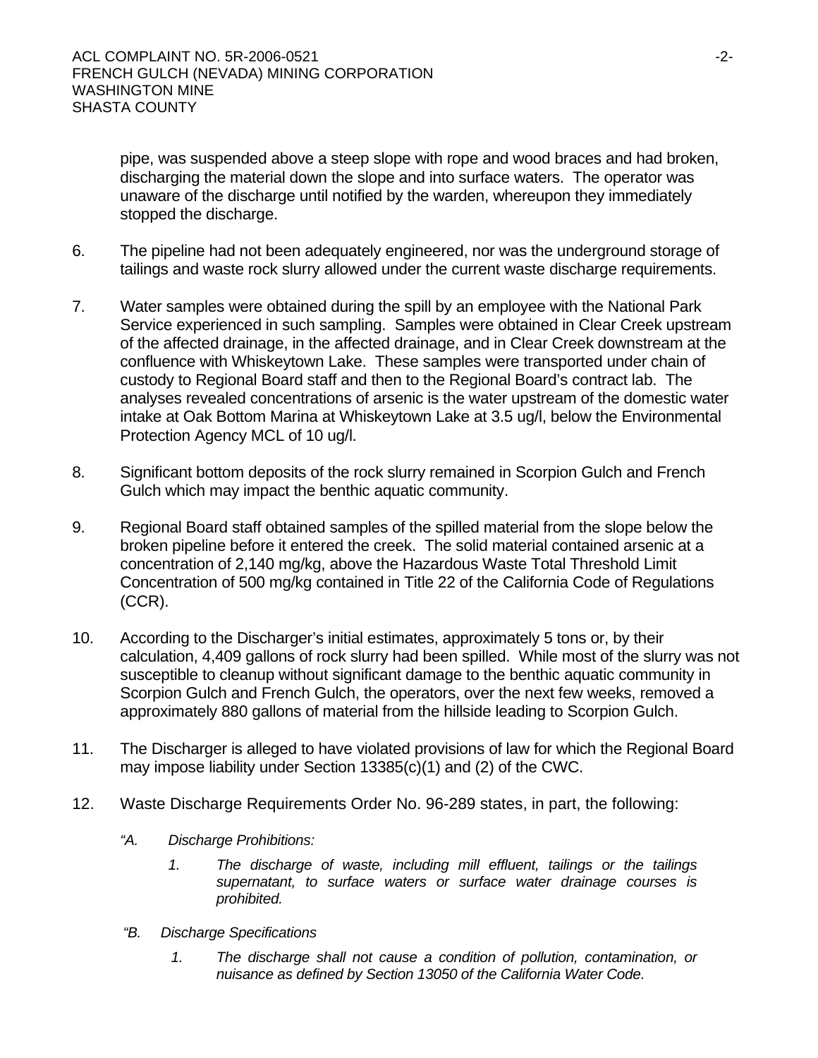pipe, was suspended above a steep slope with rope and wood braces and had broken, discharging the material down the slope and into surface waters. The operator was unaware of the discharge until notified by the warden, whereupon they immediately stopped the discharge.

6. The pipeline had not been adequately engineered, nor was the underground storage of tailings and waste rock slurry allowed under the current waste discharge requirements.

7. Water samples were obtained during the spill by an employee with the National Park Service experienced in such sampling. Samples were obtained in Clear Creek upstream of the affected drainage, in the affected drainage, and in Clear Creek downstream at the confluence with Whiskeytown Lake. These samples were transported under chain of custody to Regional Board staff and then to the Regional Board's contract lab. The analyses revealed concentrations of arsenic is the water upstream of the domestic water intake at Oak Bottom Marina at Whiskeytown Lake at 3.5 ug/l, below the Environmental Protection Agency MCL of 10 ug/l.

8. Significant bottom deposits of the rock slurry remained in Scorpion Gulch and French Gulch which may impact the benthic aquatic community.

9. Regional Board staff obtained samples of the spilled material from the slope below the broken pipeline before it entered the creek. The solid material contained arsenic at a concentration of 2,140 mg/kg, above the Hazardous Waste Total Threshold Limit Concentration of 500 mg/kg contained in Title 22 of the California Code of Regulations (CCR).

10. According to the Discharger's initial estimates, approximately 5 tons or, by their calculation, 4,409 gallons of rock slurry had been spilled. While most of the slurry was not susceptible to cleanup without significant damage to the benthic aquatic community in Scorpion Gulch and French Gulch, the operators, over the next few weeks, removed a approximately 880 gallons of material from the hillside leading to Scorpion Gulch.

11. The Discharger is alleged to have violated provisions of law for which the Regional Board may impose liability under Section 13385(c)(1) and (2) of the CWC.

12. Waste Discharge Requirements Order No. 96-289 states, in part, the following:

*"A. Discharge Prohibitions:*

*1. The discharge of waste, including mill effluent, tailings or the tailings supernatant, to surface waters or surface water drainage courses is prohibited.*

*"B. Discharge Specifications*

*1. The discharge shall not cause a condition of pollution, contamination, or nuisance as defined by Section 13050 of the California Water Code.*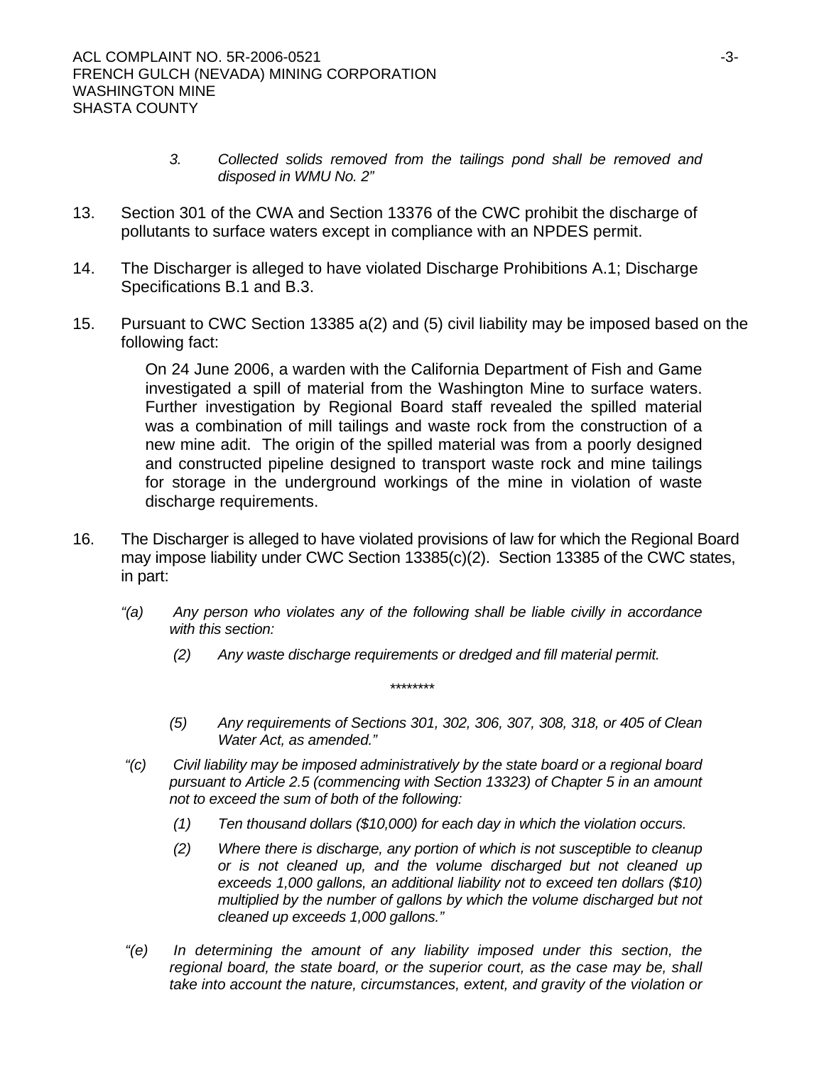*3. Collected solids removed from the tailings pond shall be removed and disposed in WMU No. 2"*

13. Section 301 of the CWA and Section 13376 of the CWC prohibit the discharge of pollutants to surface waters except in compliance with an NPDES permit.

14. The Discharger is alleged to have violated Discharge Prohibitions A.1; Discharge Specifications B.1 and B.3.

15. Pursuant to CWC Section 13385 a(2) and (5) civil liability may be imposed based on the following fact:

    On 24 June 2006, a warden with the California Department of Fish and Game investigated a spill of material from the Washington Mine to surface waters. Further investigation by Regional Board staff revealed the spilled material was a combination of mill tailings and waste rock from the construction of a new mine adit. The origin of the spilled material was from a poorly designed and constructed pipeline designed to transport waste rock and mine tailings for storage in the underground workings of the mine in violation of waste discharge requirements.

16. The Discharger is alleged to have violated provisions of law for which the Regional Board may impose liability under CWC Section 13385(c)(2). Section 13385 of the CWC states, in part:

*"(a) Any person who violates any of the following shall be liable civilly in accordance with this section:*

*(2) Any waste discharge requirements or dredged and fill material permit.*

*\*\*\*\*\*\*\*\**

*(5) Any requirements of Sections 301, 302, 306, 307, 308, 318, or 405 of Clean Water Act, as amended."*

*"(c) Civil liability may be imposed administratively by the state board or a regional board pursuant to Article 2.5 (commencing with Section 13323) of Chapter 5 in an amount not to exceed the sum of both of the following:*

*(1) Ten thousand dollars ($10,000) for each day in which the violation occurs.*

*(2) Where there is discharge, any portion of which is not susceptible to cleanup or is not cleaned up, and the volume discharged but not cleaned up exceeds 1,000 gallons, an additional liability not to exceed ten dollars ($10) multiplied by the number of gallons by which the volume discharged but not cleaned up exceeds 1,000 gallons."*

*"(e) In determining the amount of any liability imposed under this section, the regional board, the state board, or the superior court, as the case may be, shall take into account the nature, circumstances, extent, and gravity of the violation or*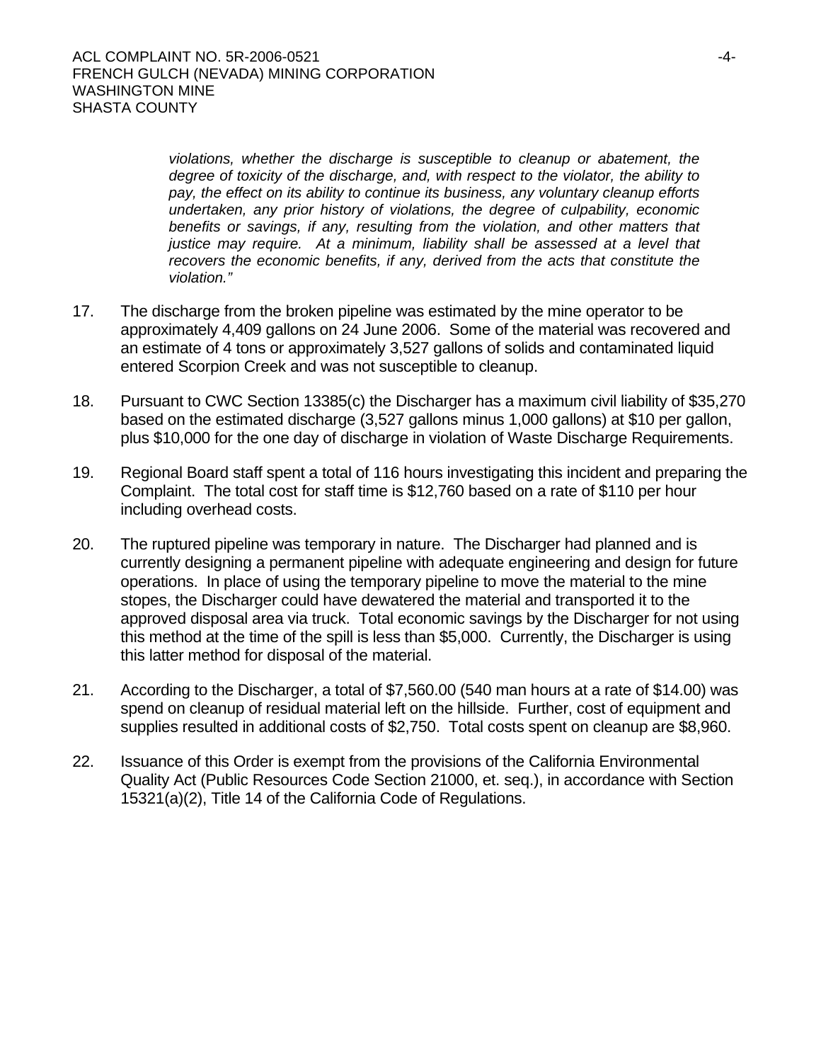*violations, whether the discharge is susceptible to cleanup or abatement, the degree of toxicity of the discharge, and, with respect to the violator, the ability to pay, the effect on its ability to continue its business, any voluntary cleanup efforts undertaken, any prior history of violations, the degree of culpability, economic benefits or savings, if any, resulting from the violation, and other matters that justice may require. At a minimum, liability shall be assessed at a level that recovers the economic benefits, if any, derived from the acts that constitute the violation."*

17. The discharge from the broken pipeline was estimated by the mine operator to be approximately 4,409 gallons on 24 June 2006. Some of the material was recovered and an estimate of 4 tons or approximately 3,527 gallons of solids and contaminated liquid entered Scorpion Creek and was not susceptible to cleanup.

18. Pursuant to CWC Section 13385(c) the Discharger has a maximum civil liability of $35,270 based on the estimated discharge (3,527 gallons minus 1,000 gallons) at $10 per gallon, plus $10,000 for the one day of discharge in violation of Waste Discharge Requirements.

19. Regional Board staff spent a total of 116 hours investigating this incident and preparing the Complaint. The total cost for staff time is $12,760 based on a rate of $110 per hour including overhead costs.

20. The ruptured pipeline was temporary in nature. The Discharger had planned and is currently designing a permanent pipeline with adequate engineering and design for future operations. In place of using the temporary pipeline to move the material to the mine stopes, the Discharger could have dewatered the material and transported it to the approved disposal area via truck. Total economic savings by the Discharger for not using this method at the time of the spill is less than $5,000. Currently, the Discharger is using this latter method for disposal of the material.

21. According to the Discharger, a total of $7,560.00 (540 man hours at a rate of $14.00) was spend on cleanup of residual material left on the hillside. Further, cost of equipment and supplies resulted in additional costs of $2,750. Total costs spent on cleanup are $8,960.

22. Issuance of this Order is exempt from the provisions of the California Environmental Quality Act (Public Resources Code Section 21000, et. seq.), in accordance with Section 15321(a)(2), Title 14 of the California Code of Regulations.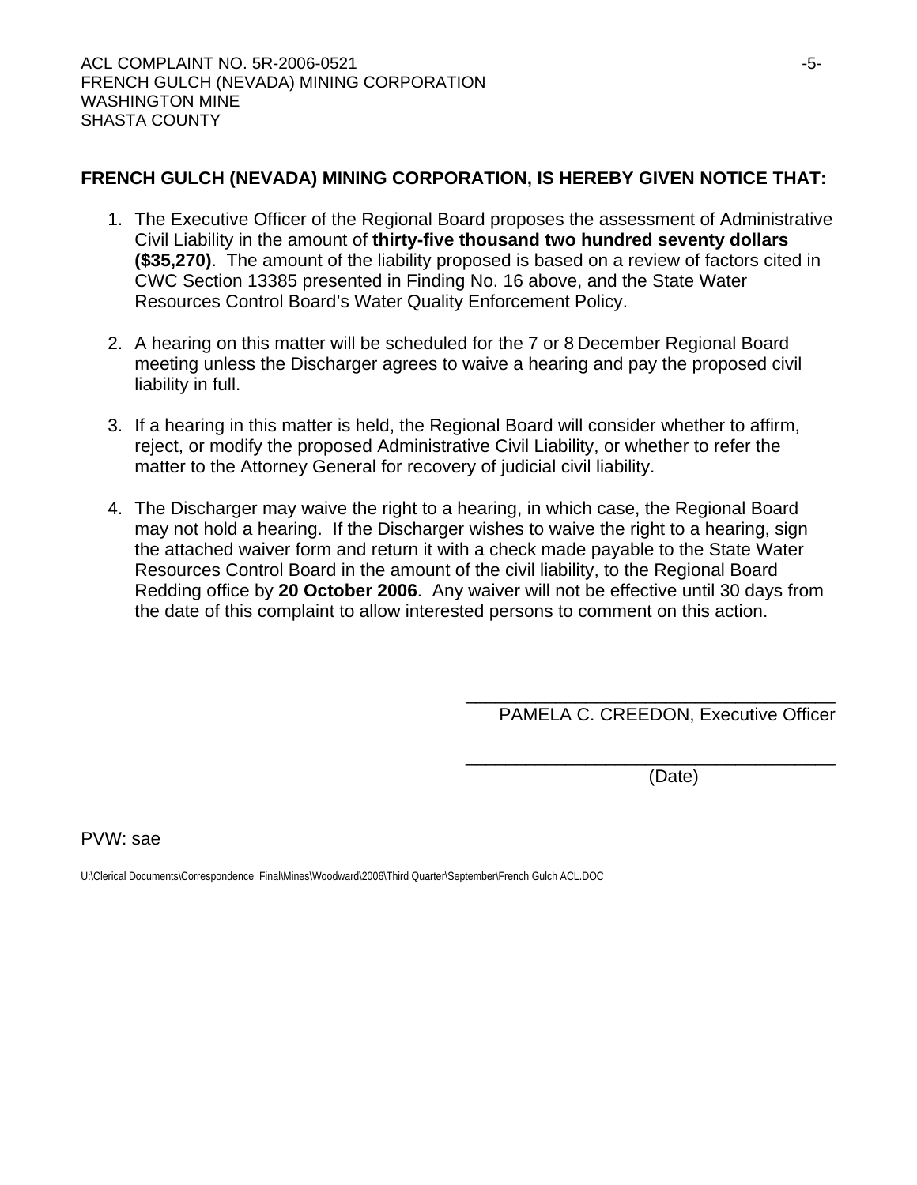**FRENCH GULCH (NEVADA) MINING CORPORATION, IS HEREBY GIVEN NOTICE THAT:**

1. The Executive Officer of the Regional Board proposes the assessment of Administrative Civil Liability in the amount of **thirty-five thousand two hundred seventy dollars ($35,270)**. The amount of the liability proposed is based on a review of factors cited in CWC Section 13385 presented in Finding No. 16 above, and the State Water Resources Control Board's Water Quality Enforcement Policy.

2. A hearing on this matter will be scheduled for the 7 or 8 December Regional Board meeting unless the Discharger agrees to waive a hearing and pay the proposed civil liability in full.

3. If a hearing in this matter is held, the Regional Board will consider whether to affirm, reject, or modify the proposed Administrative Civil Liability, or whether to refer the matter to the Attorney General for recovery of judicial civil liability.

4. The Discharger may waive the right to a hearing, in which case, the Regional Board may not hold a hearing. If the Discharger wishes to waive the right to a hearing, sign the attached waiver form and return it with a check made payable to the State Water Resources Control Board in the amount of the civil liability, to the Regional Board Redding office by **20 October 2006**. Any waiver will not be effective until 30 days from the date of this complaint to allow interested persons to comment on this action.

\_\_\_\_\_\_\_\_\_\_\_\_\_\_\_\_\_\_\_\_\_\_\_\_\_\_\_\_\_\_\_\_\_\_\_\_\_\_
PAMELA C. CREEDON, Executive Officer

\_\_\_\_\_\_\_\_\_\_\_\_\_\_\_\_\_\_\_\_\_\_\_\_\_\_\_\_\_\_\_\_\_\_\_\_\_\_
(Date)

PVW: sae

U:\Clerical Documents\Correspondence_Final\Mines\Woodward\2006\Third Quarter\September\French Gulch ACL.DOC